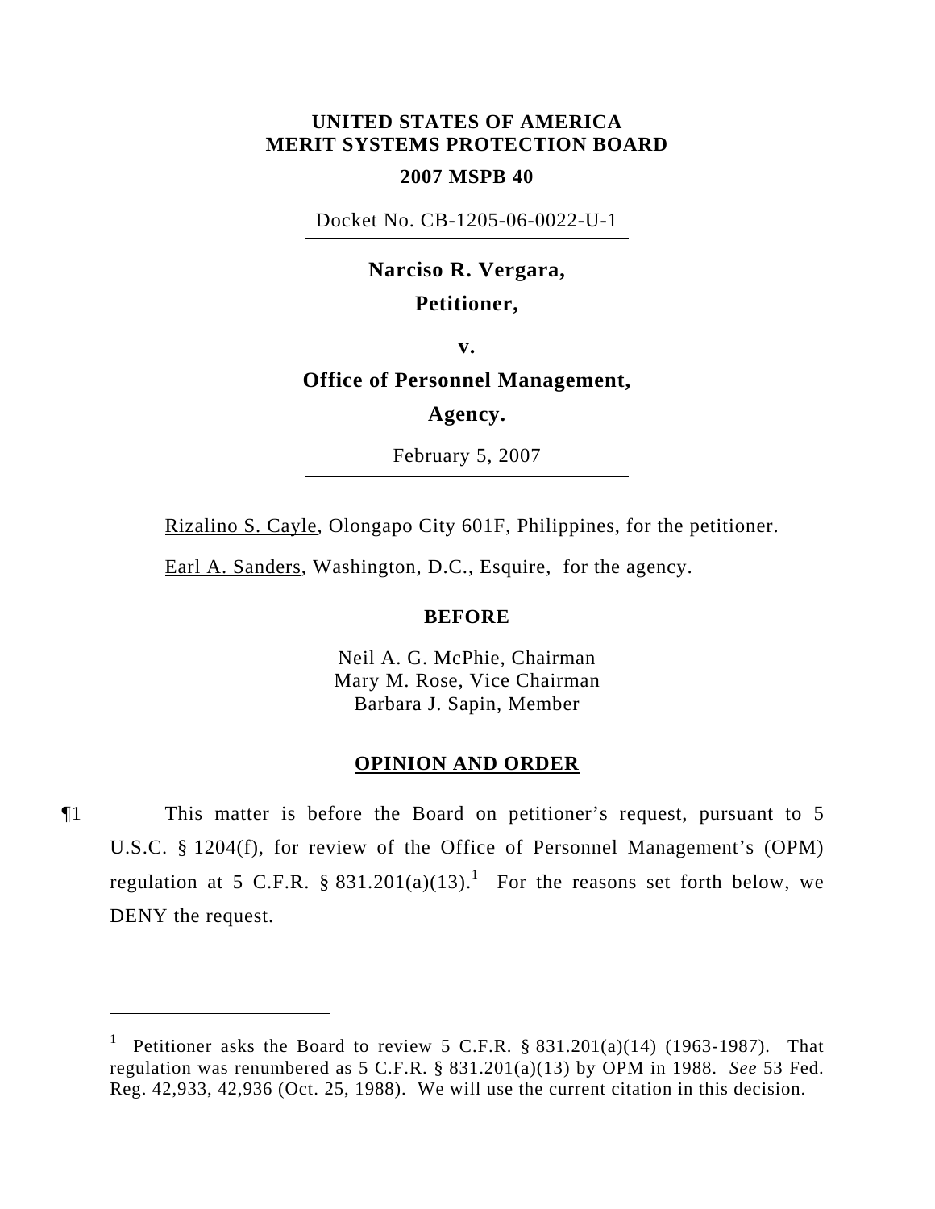**UNITED STATES OF AMERICA**
**MERIT SYSTEMS PROTECTION BOARD**

**2007 MSPB 40**

Docket No. CB-1205-06-0022-U-1

**Narciso R. Vergara,**

**Petitioner,**

**v.**

**Office of Personnel Management,**

**Agency.**

February 5, 2007

Rizalino S. Cayle, Olongapo City 601F, Philippines, for the petitioner.

Earl A. Sanders, Washington, D.C., Esquire, for the agency.

**BEFORE**

Neil A. G. McPhie, Chairman
Mary M. Rose, Vice Chairman
Barbara J. Sapin, Member

## OPINION AND ORDER

¶1 This matter is before the Board on petitioner's request, pursuant to 5 U.S.C. § 1204(f), for review of the Office of Personnel Management's (OPM) regulation at 5 C.F.R. § 831.201(a)(13).[1] For the reasons set forth below, we DENY the request.

---

[1] Petitioner asks the Board to review 5 C.F.R. § 831.201(a)(14) (1963-1987). That regulation was renumbered as 5 C.F.R. § 831.201(a)(13) by OPM in 1988. *See* 53 Fed. Reg. 42,933, 42,936 (Oct. 25, 1988). We will use the current citation in this decision.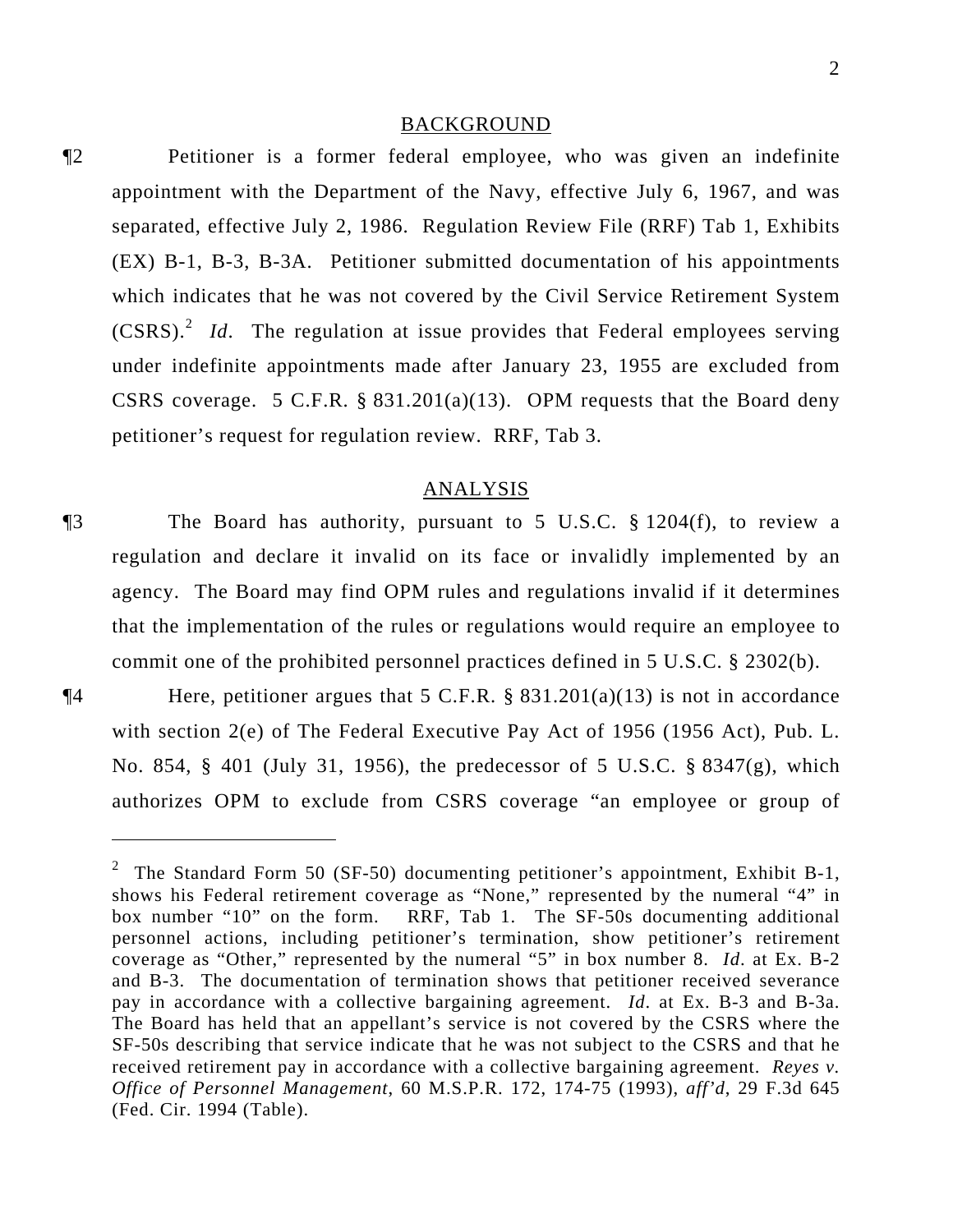## BACKGROUND

¶2 Petitioner is a former federal employee, who was given an indefinite appointment with the Department of the Navy, effective July 6, 1967, and was separated, effective July 2, 1986. Regulation Review File (RRF) Tab 1, Exhibits (EX) B-1, B-3, B-3A. Petitioner submitted documentation of his appointments which indicates that he was not covered by the Civil Service Retirement System (CSRS).[2] *Id*. The regulation at issue provides that Federal employees serving under indefinite appointments made after January 23, 1955 are excluded from CSRS coverage. 5 C.F.R. § 831.201(a)(13). OPM requests that the Board deny petitioner's request for regulation review. RRF, Tab 3.

## ANALYSIS

¶3 The Board has authority, pursuant to 5 U.S.C. § 1204(f), to review a regulation and declare it invalid on its face or invalidly implemented by an agency. The Board may find OPM rules and regulations invalid if it determines that the implementation of the rules or regulations would require an employee to commit one of the prohibited personnel practices defined in 5 U.S.C. § 2302(b).

¶4 Here, petitioner argues that 5 C.F.R. § 831.201(a)(13) is not in accordance with section 2(e) of The Federal Executive Pay Act of 1956 (1956 Act), Pub. L. No. 854, § 401 (July 31, 1956), the predecessor of 5 U.S.C. § 8347(g), which authorizes OPM to exclude from CSRS coverage "an employee or group of

---

[2] The Standard Form 50 (SF-50) documenting petitioner's appointment, Exhibit B-1, shows his Federal retirement coverage as "None," represented by the numeral "4" in box number "10" on the form. RRF, Tab 1. The SF-50s documenting additional personnel actions, including petitioner's termination, show petitioner's retirement coverage as "Other," represented by the numeral "5" in box number 8. *Id*. at Ex. B-2 and B-3. The documentation of termination shows that petitioner received severance pay in accordance with a collective bargaining agreement. *Id*. at Ex. B-3 and B-3a. The Board has held that an appellant's service is not covered by the CSRS where the SF-50s describing that service indicate that he was not subject to the CSRS and that he received retirement pay in accordance with a collective bargaining agreement. *Reyes v. Office of Personnel Management*, 60 M.S.P.R. 172, 174-75 (1993), *aff'd*, 29 F.3d 645 (Fed. Cir. 1994 (Table).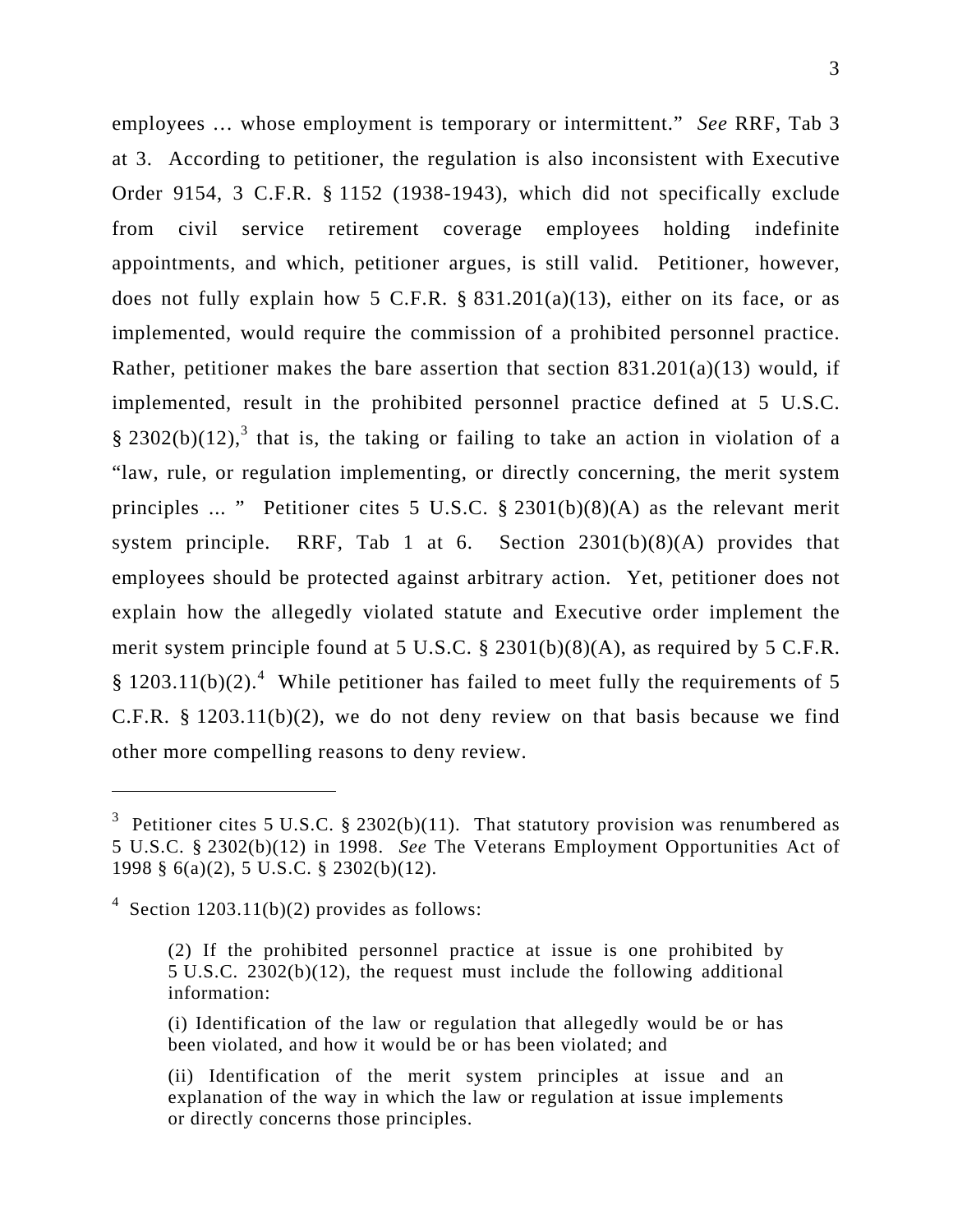employees … whose employment is temporary or intermittent." *See* RRF, Tab 3 at 3. According to petitioner, the regulation is also inconsistent with Executive Order 9154, 3 C.F.R. § 1152 (1938-1943), which did not specifically exclude from civil service retirement coverage employees holding indefinite appointments, and which, petitioner argues, is still valid. Petitioner, however, does not fully explain how 5 C.F.R. § 831.201(a)(13), either on its face, or as implemented, would require the commission of a prohibited personnel practice. Rather, petitioner makes the bare assertion that section 831.201(a)(13) would, if implemented, result in the prohibited personnel practice defined at 5 U.S.C. § 2302(b)(12),[3] that is, the taking or failing to take an action in violation of a "law, rule, or regulation implementing, or directly concerning, the merit system principles ... " Petitioner cites 5 U.S.C. § 2301(b)(8)(A) as the relevant merit system principle. RRF, Tab 1 at 6. Section 2301(b)(8)(A) provides that employees should be protected against arbitrary action. Yet, petitioner does not explain how the allegedly violated statute and Executive order implement the merit system principle found at 5 U.S.C. § 2301(b)(8)(A), as required by 5 C.F.R. § 1203.11(b)(2).[4] While petitioner has failed to meet fully the requirements of 5 C.F.R. § 1203.11(b)(2), we do not deny review on that basis because we find other more compelling reasons to deny review.

---

[3] Petitioner cites 5 U.S.C. § 2302(b)(11). That statutory provision was renumbered as 5 U.S.C. § 2302(b)(12) in 1998. *See* The Veterans Employment Opportunities Act of 1998 § 6(a)(2), 5 U.S.C. § 2302(b)(12).

[4] Section 1203.11(b)(2) provides as follows:

> (2) If the prohibited personnel practice at issue is one prohibited by 5 U.S.C. 2302(b)(12), the request must include the following additional information:
>
> (i) Identification of the law or regulation that allegedly would be or has been violated, and how it would be or has been violated; and
>
> (ii) Identification of the merit system principles at issue and an explanation of the way in which the law or regulation at issue implements or directly concerns those principles.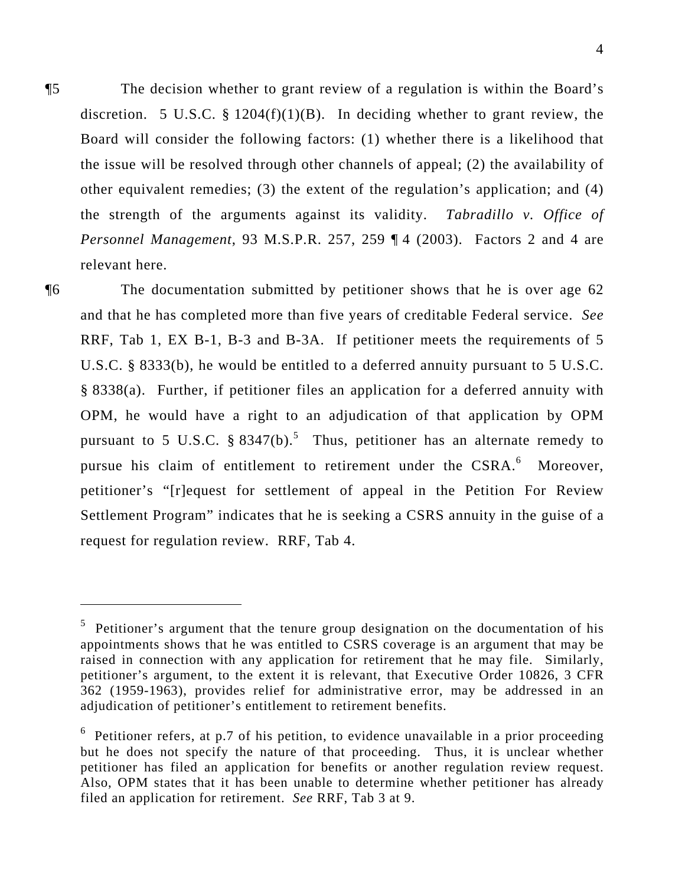¶5 The decision whether to grant review of a regulation is within the Board's discretion. 5 U.S.C. § 1204(f)(1)(B). In deciding whether to grant review, the Board will consider the following factors: (1) whether there is a likelihood that the issue will be resolved through other channels of appeal; (2) the availability of other equivalent remedies; (3) the extent of the regulation's application; and (4) the strength of the arguments against its validity. *Tabradillo v. Office of Personnel Management*, 93 M.S.P.R. 257, 259 ¶ 4 (2003). Factors 2 and 4 are relevant here.

¶6 The documentation submitted by petitioner shows that he is over age 62 and that he has completed more than five years of creditable Federal service. *See* RRF, Tab 1, EX B-1, B-3 and B-3A. If petitioner meets the requirements of 5 U.S.C. § 8333(b), he would be entitled to a deferred annuity pursuant to 5 U.S.C. § 8338(a). Further, if petitioner files an application for a deferred annuity with OPM, he would have a right to an adjudication of that application by OPM pursuant to 5 U.S.C. § 8347(b).[5] Thus, petitioner has an alternate remedy to pursue his claim of entitlement to retirement under the CSRA.[6] Moreover, petitioner's "[r]equest for settlement of appeal in the Petition For Review Settlement Program" indicates that he is seeking a CSRS annuity in the guise of a request for regulation review. RRF, Tab 4.

---

[5] Petitioner's argument that the tenure group designation on the documentation of his appointments shows that he was entitled to CSRS coverage is an argument that may be raised in connection with any application for retirement that he may file. Similarly, petitioner's argument, to the extent it is relevant, that Executive Order 10826, 3 CFR 362 (1959-1963), provides relief for administrative error, may be addressed in an adjudication of petitioner's entitlement to retirement benefits.

[6] Petitioner refers, at p.7 of his petition, to evidence unavailable in a prior proceeding but he does not specify the nature of that proceeding. Thus, it is unclear whether petitioner has filed an application for benefits or another regulation review request. Also, OPM states that it has been unable to determine whether petitioner has already filed an application for retirement. *See* RRF, Tab 3 at 9.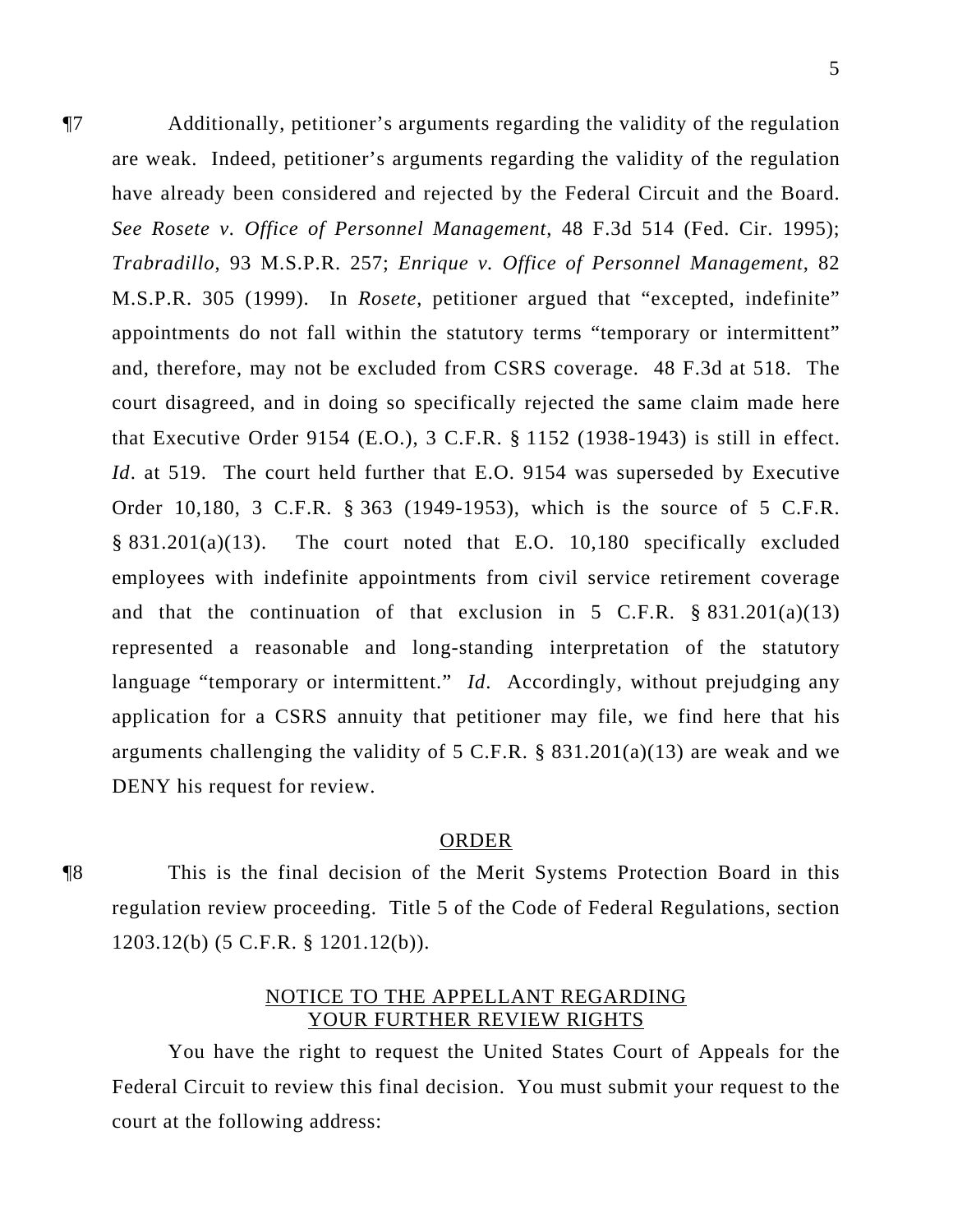¶7 Additionally, petitioner's arguments regarding the validity of the regulation are weak. Indeed, petitioner's arguments regarding the validity of the regulation have already been considered and rejected by the Federal Circuit and the Board. *See Rosete v. Office of Personnel Management*, 48 F.3d 514 (Fed. Cir. 1995); *Trabradillo*, 93 M.S.P.R. 257; *Enrique v. Office of Personnel Management*, 82 M.S.P.R. 305 (1999). In *Rosete*, petitioner argued that "excepted, indefinite" appointments do not fall within the statutory terms "temporary or intermittent" and, therefore, may not be excluded from CSRS coverage. 48 F.3d at 518. The court disagreed, and in doing so specifically rejected the same claim made here that Executive Order 9154 (E.O.), 3 C.F.R. § 1152 (1938-1943) is still in effect. *Id*. at 519. The court held further that E.O. 9154 was superseded by Executive Order 10,180, 3 C.F.R. § 363 (1949-1953), which is the source of 5 C.F.R. § 831.201(a)(13). The court noted that E.O. 10,180 specifically excluded employees with indefinite appointments from civil service retirement coverage and that the continuation of that exclusion in 5 C.F.R. § 831.201(a)(13) represented a reasonable and long-standing interpretation of the statutory language "temporary or intermittent." *Id*. Accordingly, without prejudging any application for a CSRS annuity that petitioner may file, we find here that his arguments challenging the validity of 5 C.F.R. § 831.201(a)(13) are weak and we DENY his request for review.

## ORDER

¶8 This is the final decision of the Merit Systems Protection Board in this regulation review proceeding. Title 5 of the Code of Federal Regulations, section 1203.12(b) (5 C.F.R. § 1201.12(b)).

## NOTICE TO THE APPELLANT REGARDING YOUR FURTHER REVIEW RIGHTS

You have the right to request the United States Court of Appeals for the Federal Circuit to review this final decision. You must submit your request to the court at the following address: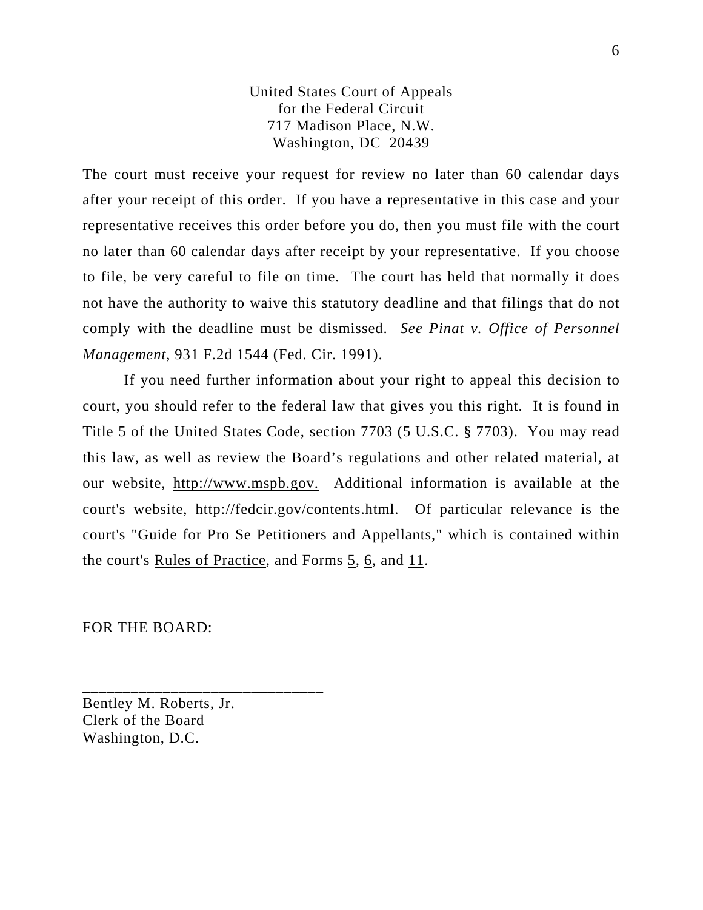United States Court of Appeals
for the Federal Circuit
717 Madison Place, N.W.
Washington, DC 20439

The court must receive your request for review no later than 60 calendar days after your receipt of this order. If you have a representative in this case and your representative receives this order before you do, then you must file with the court no later than 60 calendar days after receipt by your representative. If you choose to file, be very careful to file on time. The court has held that normally it does not have the authority to waive this statutory deadline and that filings that do not comply with the deadline must be dismissed. *See Pinat v. Office of Personnel Management*, 931 F.2d 1544 (Fed. Cir. 1991).

If you need further information about your right to appeal this decision to court, you should refer to the federal law that gives you this right. It is found in Title 5 of the United States Code, section 7703 (5 U.S.C. § 7703). You may read this law, as well as review the Board's regulations and other related material, at our website, http://www.mspb.gov. Additional information is available at the court's website, http://fedcir.gov/contents.html. Of particular relevance is the court's "Guide for Pro Se Petitioners and Appellants," which is contained within the court's Rules of Practice, and Forms 5, 6, and 11.

FOR THE BOARD:

______________________________
Bentley M. Roberts, Jr.
Clerk of the Board
Washington, D.C.